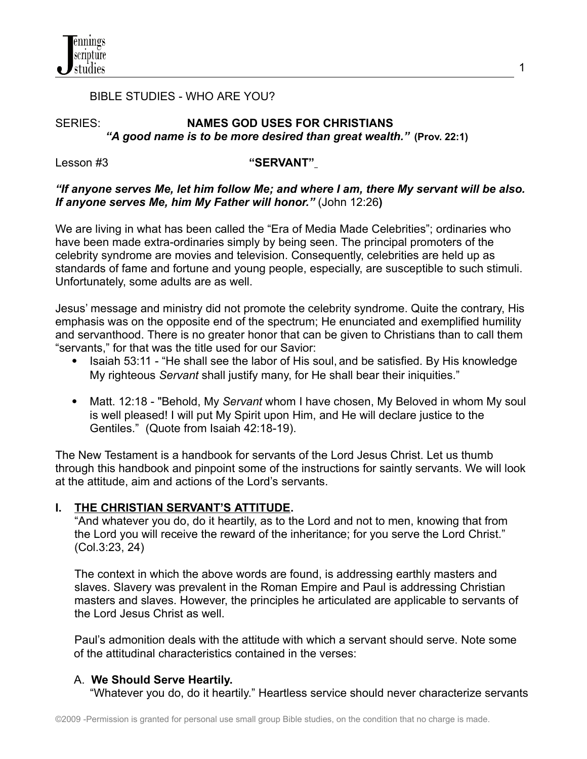BIBLE STUDIES - WHO ARE YOU?

SERIES: **NAMES GOD USES FOR CHRISTIANS**

***"A good name is to be more desired than great wealth."* (Prov. 22:1)**

Lesson #3 **"SERVANT"**

***"If anyone serves Me, let him follow Me; and where I am, there My servant will be also. If anyone serves Me, him My Father will honor."*** (John 12:26**)**

We are living in what has been called the "Era of Media Made Celebrities"; ordinaries who have been made extra-ordinaries simply by being seen. The principal promoters of the celebrity syndrome are movies and television. Consequently, celebrities are held up as standards of fame and fortune and young people, especially, are susceptible to such stimuli. Unfortunately, some adults are as well.

Jesus' message and ministry did not promote the celebrity syndrome. Quite the contrary, His emphasis was on the opposite end of the spectrum; He enunciated and exemplified humility and servanthood. There is no greater honor that can be given to Christians than to call them "servants," for that was the title used for our Savior:

- Isaiah 53:11 - "He shall see the labor of His soul, and be satisfied. By His knowledge My righteous *Servant* shall justify many, for He shall bear their iniquities."

- Matt. 12:18 - "Behold, My *Servant* whom I have chosen, My Beloved in whom My soul is well pleased! I will put My Spirit upon Him, and He will declare justice to the Gentiles." (Quote from Isaiah 42:18-19).

The New Testament is a handbook for servants of the Lord Jesus Christ. Let us thumb through this handbook and pinpoint some of the instructions for saintly servants. We will look at the attitude, aim and actions of the Lord's servants.

## I. THE CHRISTIAN SERVANT'S ATTITUDE.

"And whatever you do, do it heartily, as to the Lord and not to men, knowing that from the Lord you will receive the reward of the inheritance; for you serve the Lord Christ." (Col.3:23, 24)

The context in which the above words are found, is addressing earthly masters and slaves. Slavery was prevalent in the Roman Empire and Paul is addressing Christian masters and slaves. However, the principles he articulated are applicable to servants of the Lord Jesus Christ as well.

Paul's admonition deals with the attitude with which a servant should serve. Note some of the attitudinal characteristics contained in the verses:

### A. We Should Serve Heartily.

"Whatever you do, do it heartily." Heartless service should never characterize servants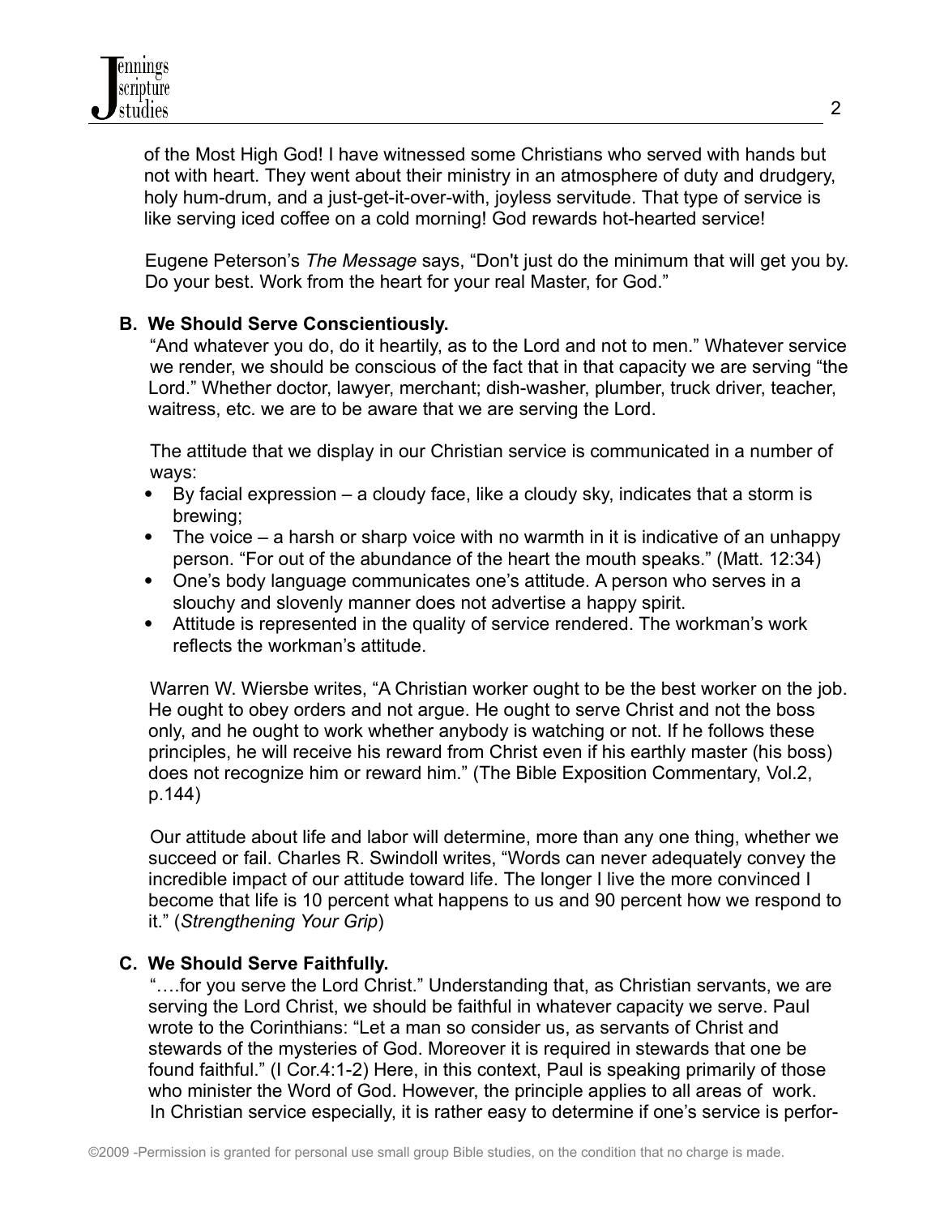of the Most High God! I have witnessed some Christians who served with hands but not with heart. They went about their ministry in an atmosphere of duty and drudgery, holy hum-drum, and a just-get-it-over-with, joyless servitude. That type of service is like serving iced coffee on a cold morning! God rewards hot-hearted service!

Eugene Peterson's *The Message* says, "Don't just do the minimum that will get you by. Do your best. Work from the heart for your real Master, for God."

**B. We Should Serve Conscientiously.**

"And whatever you do, do it heartily, as to the Lord and not to men." Whatever service we render, we should be conscious of the fact that in that capacity we are serving "the Lord." Whether doctor, lawyer, merchant; dish-washer, plumber, truck driver, teacher, waitress, etc. we are to be aware that we are serving the Lord.

The attitude that we display in our Christian service is communicated in a number of ways:

- By facial expression – a cloudy face, like a cloudy sky, indicates that a storm is brewing;
- The voice – a harsh or sharp voice with no warmth in it is indicative of an unhappy person. "For out of the abundance of the heart the mouth speaks." (Matt. 12:34)
- One's body language communicates one's attitude. A person who serves in a slouchy and slovenly manner does not advertise a happy spirit.
- Attitude is represented in the quality of service rendered. The workman's work reflects the workman's attitude.

Warren W. Wiersbe writes, "A Christian worker ought to be the best worker on the job. He ought to obey orders and not argue. He ought to serve Christ and not the boss only, and he ought to work whether anybody is watching or not. If he follows these principles, he will receive his reward from Christ even if his earthly master (his boss) does not recognize him or reward him." (The Bible Exposition Commentary, Vol.2, p.144)

Our attitude about life and labor will determine, more than any one thing, whether we succeed or fail. Charles R. Swindoll writes, "Words can never adequately convey the incredible impact of our attitude toward life. The longer I live the more convinced I become that life is 10 percent what happens to us and 90 percent how we respond to it." (*Strengthening Your Grip*)

**C. We Should Serve Faithfully.**

"….for you serve the Lord Christ." Understanding that, as Christian servants, we are serving the Lord Christ, we should be faithful in whatever capacity we serve. Paul wrote to the Corinthians: "Let a man so consider us, as servants of Christ and stewards of the mysteries of God. Moreover it is required in stewards that one be found faithful." (I Cor.4:1-2) Here, in this context, Paul is speaking primarily of those who minister the Word of God. However, the principle applies to all areas of work. In Christian service especially, it is rather easy to determine if one's service is perfor-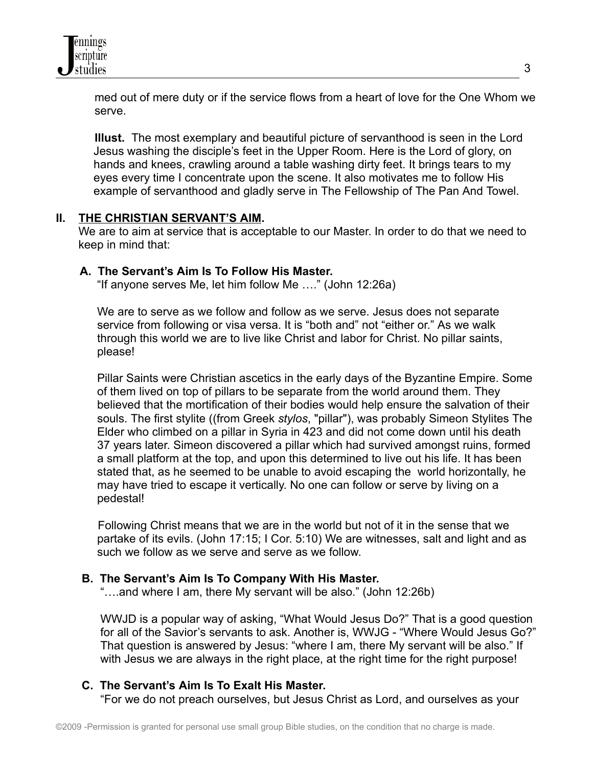med out of mere duty or if the service flows from a heart of love for the One Whom we serve.

**Illust.** The most exemplary and beautiful picture of servanthood is seen in the Lord Jesus washing the disciple's feet in the Upper Room. Here is the Lord of glory, on hands and knees, crawling around a table washing dirty feet. It brings tears to my eyes every time I concentrate upon the scene. It also motivates me to follow His example of servanthood and gladly serve in The Fellowship of The Pan And Towel.

## II. <u>THE CHRISTIAN SERVANT'S AIM</u>.

We are to aim at service that is acceptable to our Master. In order to do that we need to keep in mind that:

### A. The Servant's Aim Is To Follow His Master.

"If anyone serves Me, let him follow Me …." (John 12:26a)

We are to serve as we follow and follow as we serve. Jesus does not separate service from following or visa versa. It is "both and" not "either or." As we walk through this world we are to live like Christ and labor for Christ. No pillar saints, please!

Pillar Saints were Christian ascetics in the early days of the Byzantine Empire. Some of them lived on top of pillars to be separate from the world around them. They believed that the mortification of their bodies would help ensure the salvation of their souls. The first stylite ((from Greek *stylos*, "pillar"), was probably Simeon Stylites The Elder who climbed on a pillar in Syria in 423 and did not come down until his death 37 years later. Simeon discovered a pillar which had survived amongst ruins, formed a small platform at the top, and upon this determined to live out his life. It has been stated that, as he seemed to be unable to avoid escaping the world horizontally, he may have tried to escape it vertically. No one can follow or serve by living on a pedestal!

Following Christ means that we are in the world but not of it in the sense that we partake of its evils. (John 17:15; I Cor. 5:10) We are witnesses, salt and light and as such we follow as we serve and serve as we follow.

### B. The Servant's Aim Is To Company With His Master.

"….and where I am, there My servant will be also." (John 12:26b)

WWJD is a popular way of asking, "What Would Jesus Do?" That is a good question for all of the Savior's servants to ask. Another is, WWJG - "Where Would Jesus Go?" That question is answered by Jesus: "where I am, there My servant will be also." If with Jesus we are always in the right place, at the right time for the right purpose!

### C. The Servant's Aim Is To Exalt His Master.

"For we do not preach ourselves, but Jesus Christ as Lord, and ourselves as your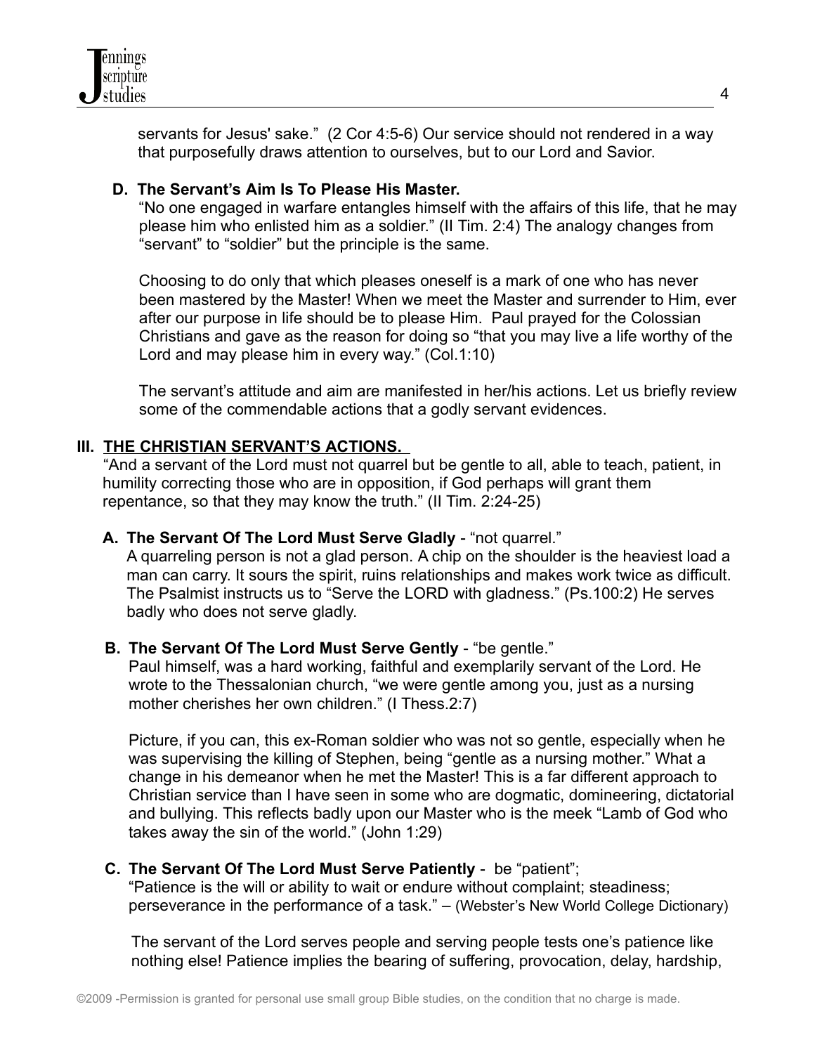servants for Jesus' sake." (2 Cor 4:5-6) Our service should not rendered in a way that purposefully draws attention to ourselves, but to our Lord and Savior.

**D. The Servant's Aim Is To Please His Master.**

"No one engaged in warfare entangles himself with the affairs of this life, that he may please him who enlisted him as a soldier." (II Tim. 2:4) The analogy changes from "servant" to "soldier" but the principle is the same.

Choosing to do only that which pleases oneself is a mark of one who has never been mastered by the Master! When we meet the Master and surrender to Him, ever after our purpose in life should be to please Him. Paul prayed for the Colossian Christians and gave as the reason for doing so "that you may live a life worthy of the Lord and may please him in every way." (Col.1:10)

The servant's attitude and aim are manifested in her/his actions. Let us briefly review some of the commendable actions that a godly servant evidences.

## III. <u>THE CHRISTIAN SERVANT'S ACTIONS.</u>

"And a servant of the Lord must not quarrel but be gentle to all, able to teach, patient, in humility correcting those who are in opposition, if God perhaps will grant them repentance, so that they may know the truth." (II Tim. 2:24-25)

**A. The Servant Of The Lord Must Serve Gladly** - "not quarrel."

A quarreling person is not a glad person. A chip on the shoulder is the heaviest load a man can carry. It sours the spirit, ruins relationships and makes work twice as difficult. The Psalmist instructs us to "Serve the LORD with gladness." (Ps.100:2) He serves badly who does not serve gladly.

**B. The Servant Of The Lord Must Serve Gently** - "be gentle."

Paul himself, was a hard working, faithful and exemplarily servant of the Lord. He wrote to the Thessalonian church, "we were gentle among you, just as a nursing mother cherishes her own children." (I Thess.2:7)

Picture, if you can, this ex-Roman soldier who was not so gentle, especially when he was supervising the killing of Stephen, being "gentle as a nursing mother." What a change in his demeanor when he met the Master! This is a far different approach to Christian service than I have seen in some who are dogmatic, domineering, dictatorial and bullying. This reflects badly upon our Master who is the meek "Lamb of God who takes away the sin of the world." (John 1:29)

**C. The Servant Of The Lord Must Serve Patiently** - be "patient";

"Patience is the will or ability to wait or endure without complaint; steadiness; perseverance in the performance of a task." – (Webster's New World College Dictionary)

The servant of the Lord serves people and serving people tests one's patience like nothing else! Patience implies the bearing of suffering, provocation, delay, hardship,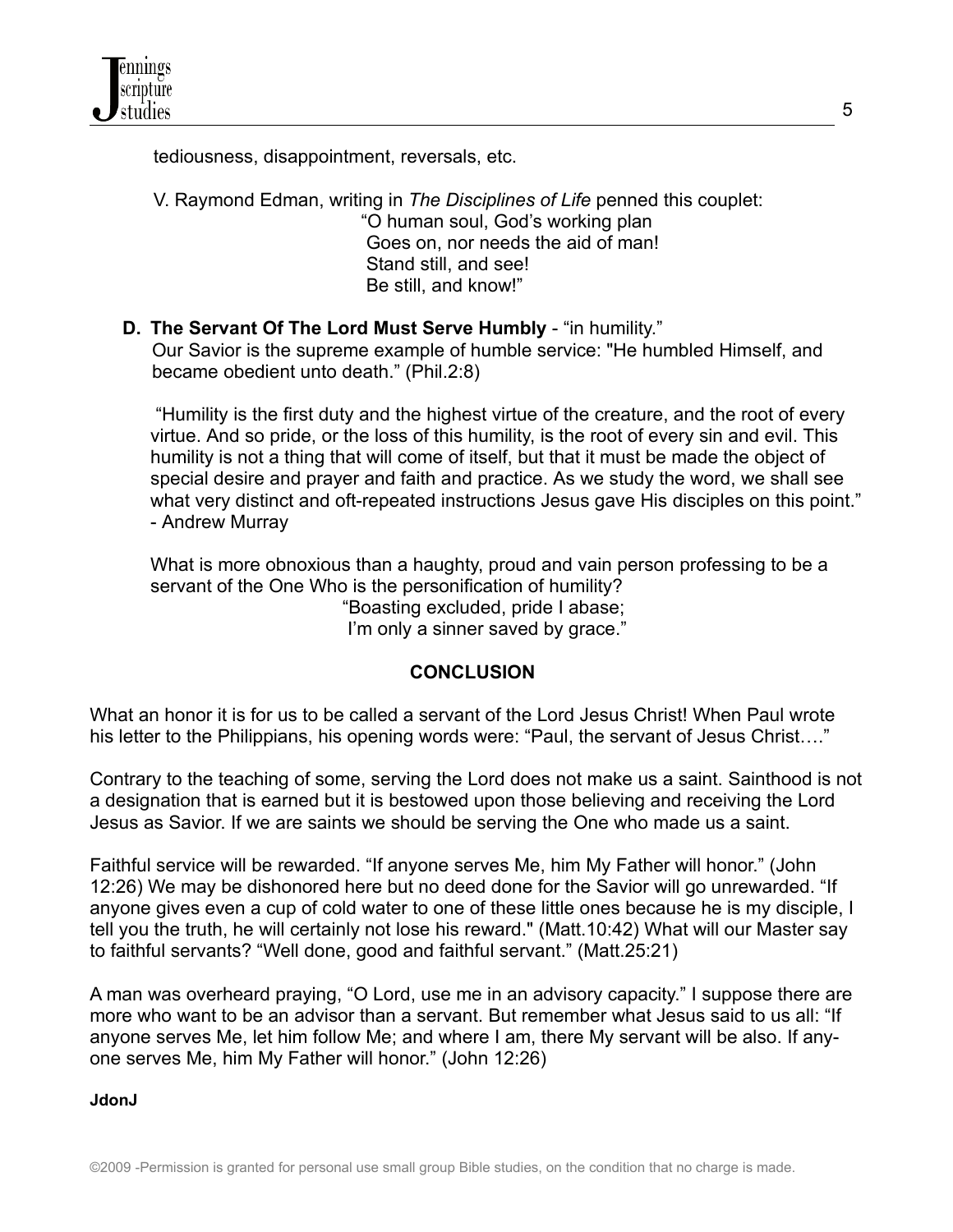tediousness, disappointment, reversals, etc.

V. Raymond Edman, writing in *The Disciplines of Life* penned this couplet:

"O human soul, God's working plan
Goes on, nor needs the aid of man!
Stand still, and see!
Be still, and know!"

**D. The Servant Of The Lord Must Serve Humbly** - "in humility."

Our Savior is the supreme example of humble service: "He humbled Himself, and became obedient unto death." (Phil.2:8)

"Humility is the first duty and the highest virtue of the creature, and the root of every virtue. And so pride, or the loss of this humility, is the root of every sin and evil. This humility is not a thing that will come of itself, but that it must be made the object of special desire and prayer and faith and practice. As we study the word, we shall see what very distinct and oft-repeated instructions Jesus gave His disciples on this point." - Andrew Murray

What is more obnoxious than a haughty, proud and vain person professing to be a servant of the One Who is the personification of humility?

"Boasting excluded, pride I abase;
I'm only a sinner saved by grace."

## CONCLUSION

What an honor it is for us to be called a servant of the Lord Jesus Christ! When Paul wrote his letter to the Philippians, his opening words were: "Paul, the servant of Jesus Christ…."

Contrary to the teaching of some, serving the Lord does not make us a saint. Sainthood is not a designation that is earned but it is bestowed upon those believing and receiving the Lord Jesus as Savior. If we are saints we should be serving the One who made us a saint.

Faithful service will be rewarded. "If anyone serves Me, him My Father will honor." (John 12:26) We may be dishonored here but no deed done for the Savior will go unrewarded. "If anyone gives even a cup of cold water to one of these little ones because he is my disciple, I tell you the truth, he will certainly not lose his reward." (Matt.10:42) What will our Master say to faithful servants? "Well done, good and faithful servant." (Matt.25:21)

A man was overheard praying, "O Lord, use me in an advisory capacity." I suppose there are more who want to be an advisor than a servant. But remember what Jesus said to us all: "If anyone serves Me, let him follow Me; and where I am, there My servant will be also. If anyone serves Me, him My Father will honor." (John 12:26)

**JdonJ**

©2009 -Permission is granted for personal use small group Bible studies, on the condition that no charge is made.